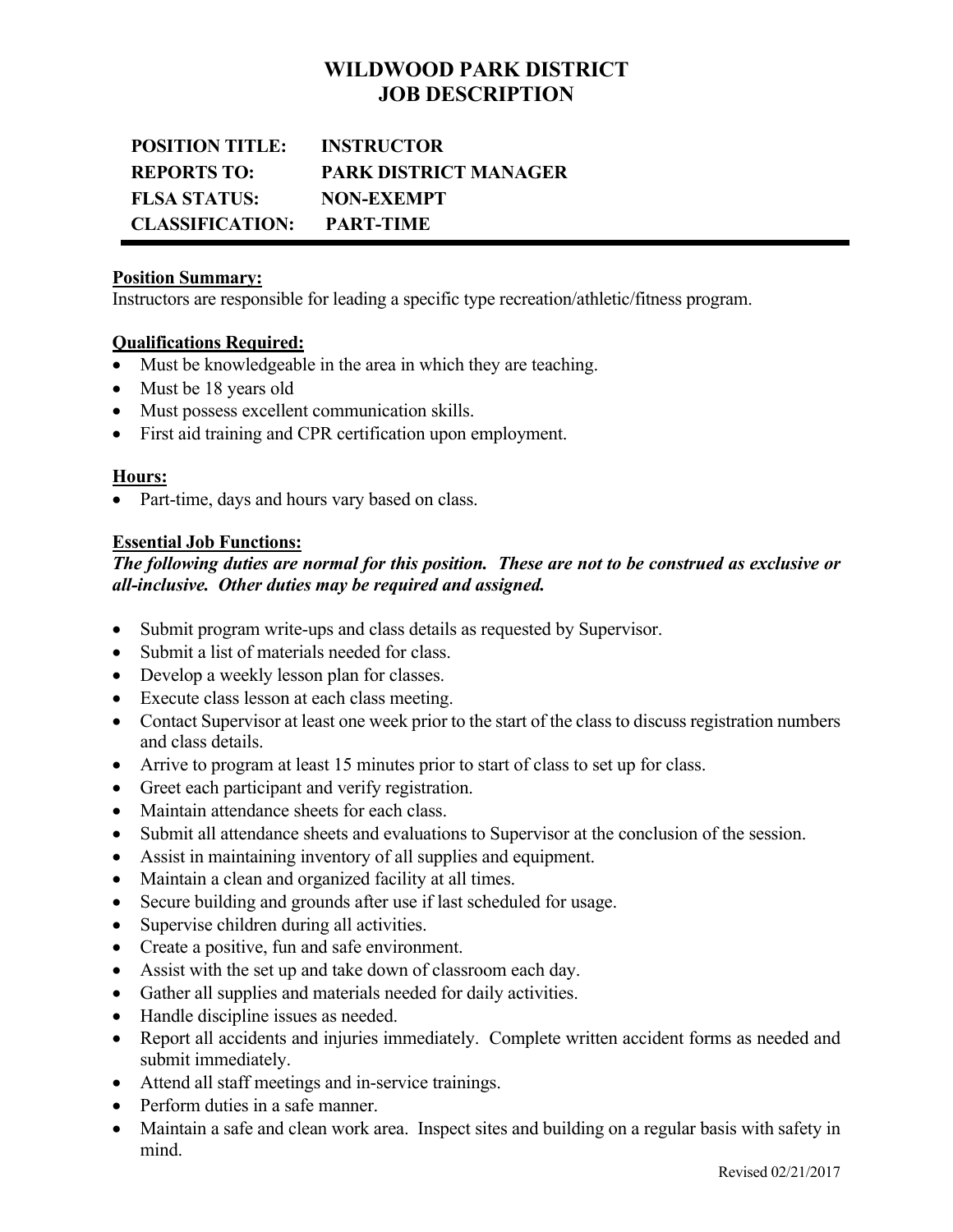# WILDWOOD PARK DISTRICT
# JOB DESCRIPTION

**POSITION TITLE:** INSTRUCTOR
**REPORTS TO:** PARK DISTRICT MANAGER
**FLSA STATUS:** NON-EXEMPT
**CLASSIFICATION:** PART-TIME

---

**Position Summary:**

Instructors are responsible for leading a specific type recreation/athletic/fitness program.

**Qualifications Required:**

- Must be knowledgeable in the area in which they are teaching.
- Must be 18 years old
- Must possess excellent communication skills.
- First aid training and CPR certification upon employment.

**Hours:**

- Part-time, days and hours vary based on class.

**Essential Job Functions:**

***The following duties are normal for this position. These are not to be construed as exclusive or all-inclusive. Other duties may be required and assigned.***

- Submit program write-ups and class details as requested by Supervisor.
- Submit a list of materials needed for class.
- Develop a weekly lesson plan for classes.
- Execute class lesson at each class meeting.
- Contact Supervisor at least one week prior to the start of the class to discuss registration numbers and class details.
- Arrive to program at least 15 minutes prior to start of class to set up for class.
- Greet each participant and verify registration.
- Maintain attendance sheets for each class.
- Submit all attendance sheets and evaluations to Supervisor at the conclusion of the session.
- Assist in maintaining inventory of all supplies and equipment.
- Maintain a clean and organized facility at all times.
- Secure building and grounds after use if last scheduled for usage.
- Supervise children during all activities.
- Create a positive, fun and safe environment.
- Assist with the set up and take down of classroom each day.
- Gather all supplies and materials needed for daily activities.
- Handle discipline issues as needed.
- Report all accidents and injuries immediately. Complete written accident forms as needed and submit immediately.
- Attend all staff meetings and in-service trainings.
- Perform duties in a safe manner.
- Maintain a safe and clean work area. Inspect sites and building on a regular basis with safety in mind.

Revised 02/21/2017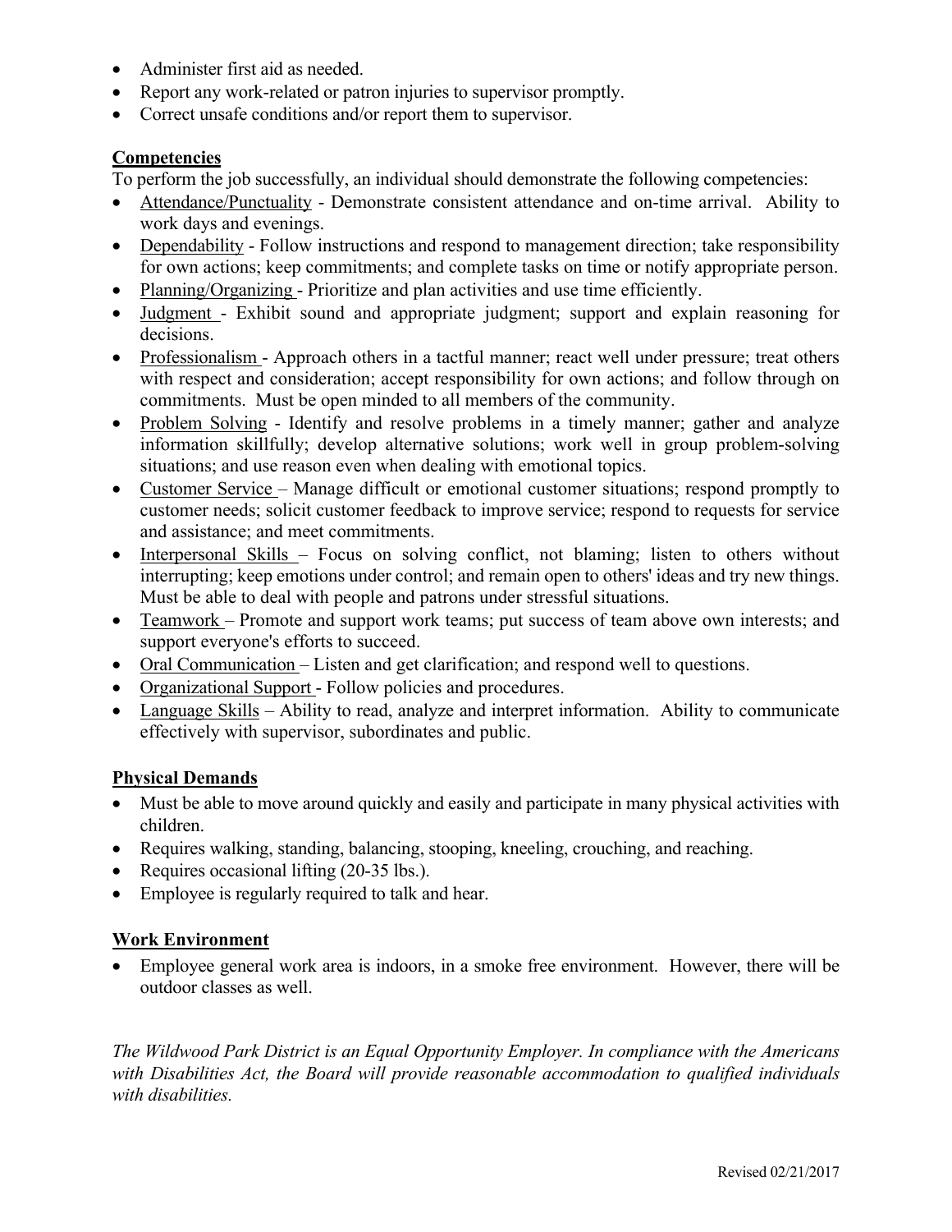- Administer first aid as needed.
- Report any work-related or patron injuries to supervisor promptly.
- Correct unsafe conditions and/or report them to supervisor.

## Competencies

To perform the job successfully, an individual should demonstrate the following competencies:

- Attendance/Punctuality - Demonstrate consistent attendance and on-time arrival. Ability to work days and evenings.
- Dependability - Follow instructions and respond to management direction; take responsibility for own actions; keep commitments; and complete tasks on time or notify appropriate person.
- Planning/Organizing - Prioritize and plan activities and use time efficiently.
- Judgment - Exhibit sound and appropriate judgment; support and explain reasoning for decisions.
- Professionalism - Approach others in a tactful manner; react well under pressure; treat others with respect and consideration; accept responsibility for own actions; and follow through on commitments. Must be open minded to all members of the community.
- Problem Solving - Identify and resolve problems in a timely manner; gather and analyze information skillfully; develop alternative solutions; work well in group problem-solving situations; and use reason even when dealing with emotional topics.
- Customer Service – Manage difficult or emotional customer situations; respond promptly to customer needs; solicit customer feedback to improve service; respond to requests for service and assistance; and meet commitments.
- Interpersonal Skills – Focus on solving conflict, not blaming; listen to others without interrupting; keep emotions under control; and remain open to others' ideas and try new things. Must be able to deal with people and patrons under stressful situations.
- Teamwork – Promote and support work teams; put success of team above own interests; and support everyone's efforts to succeed.
- Oral Communication – Listen and get clarification; and respond well to questions.
- Organizational Support - Follow policies and procedures.
- Language Skills – Ability to read, analyze and interpret information. Ability to communicate effectively with supervisor, subordinates and public.

## Physical Demands

- Must be able to move around quickly and easily and participate in many physical activities with children.
- Requires walking, standing, balancing, stooping, kneeling, crouching, and reaching.
- Requires occasional lifting (20-35 lbs.).
- Employee is regularly required to talk and hear.

## Work Environment

- Employee general work area is indoors, in a smoke free environment. However, there will be outdoor classes as well.

*The Wildwood Park District is an Equal Opportunity Employer. In compliance with the Americans with Disabilities Act, the Board will provide reasonable accommodation to qualified individuals with disabilities.*

Revised 02/21/2017